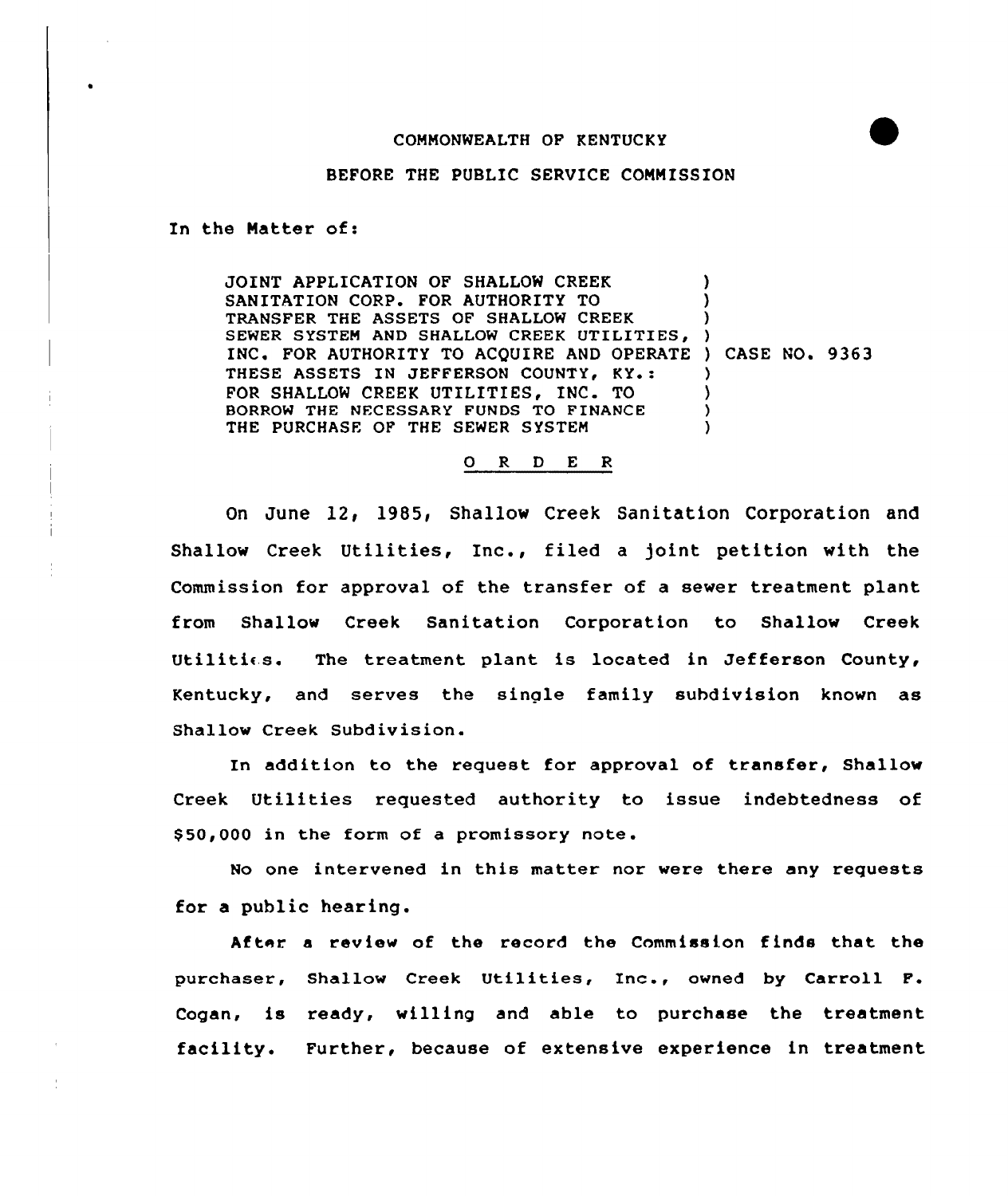COMMONWEALTH OF KENTUCKY

BEFORE THE PUBLIC SERVICE COMMISSION

In the Matter of:

JOINT APPLICATION OF SHALLOW CREEK SANITATION CORP. FOR AUTHORITY TO TRANSFER THE ASSETS OF SHALLOW CREEK SEWER SYSTEM AND SHALLOW CREEK UTILITIES, INC. FOR AUTHORITY TO ACQUIRE AND OPERATE THESE ASSETS IN JEFFERSON COUNTY, KY.: FOR SHALLOW CREEK UTILITIES, INC. TO BORROW THE NECESSARY FUNDS TO FINANCE THE PURCHASE OF THE SEWER SYSTEM ) CASE NO. 9363

O R D E R

On June 12, 1985, Shallow Creek Sanitation Corporation and Shallow Creek Utilities, Inc., filed a joint petition with the Commission for approval of the transfer of a sewer treatment plant from Shallow Creek Sanitation Corporation to Shallow Creek Utilities. The treatment plant is located in Jefferson County, Kentucky, and serves the single family subdivision known as Shallow Creek Subdivision.

In addition to the request for approval of transfer, Shallow Creek Utilities requested authority to issue indebtedness of $50,000 in the form of a promissory note.

No one intervened in this matter nor were there any requests for a public hearing.

After a review of the record the Commission finds that the purchaser, Shallow Creek Utilities, Inc., owned by Carroll F. Cogan, is ready, willing and able to purchase the treatment facility. Further, because of extensive experience in treatment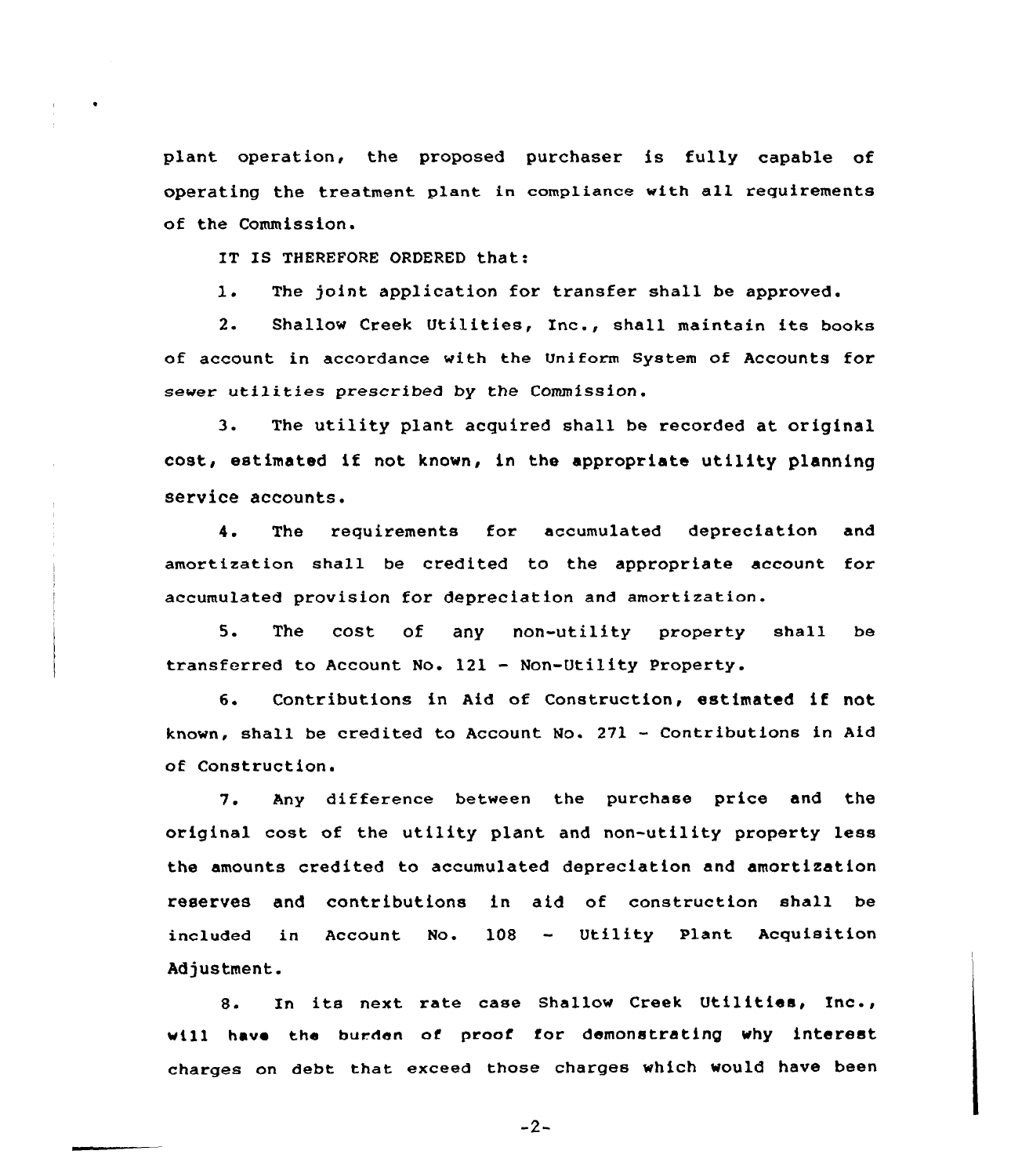plant operation, the proposed purchaser is fully capable of operating the treatment plant in compliance with all requirements of the Commission.

IT IS THEREFORE ORDERED that:

1. The joint application for transfer shall be approved.

2. Shallow Creek Utilities, Inc., shall maintain its books of account in accordance with the Uniform System of Accounts for sewer utilities prescribed by the Commission.

3. The utility plant acquired shall be recorded at original cost, estimated if not known, in the appropriate utility planning service accounts.

4. The requirements for accumulated depreciation and amortization shall be credited to the appropriate account for accumulated provision for depreciation and amortization.

5. The cost of any non-utility property shall be transferred to Account No. 121 - Non-Utility Property.

6. Contributions in Aid of Construction, estimated if not known, shall be credited to Account No. 271 - Contributions in Aid of Construction.

7. Any difference between the purchase price and the original cost of the utility plant and non-utility property less the amounts credited to accumulated depreciation and amortization reserves and contributions in aid of construction shall be included in Account No. 108 - Utility Plant Acquisition Adjustment.

8. In its next rate case Shallow Creek Utilities, Inc., will have the burden of proof for demonstrating why interest charges on debt that exceed those charges which would have been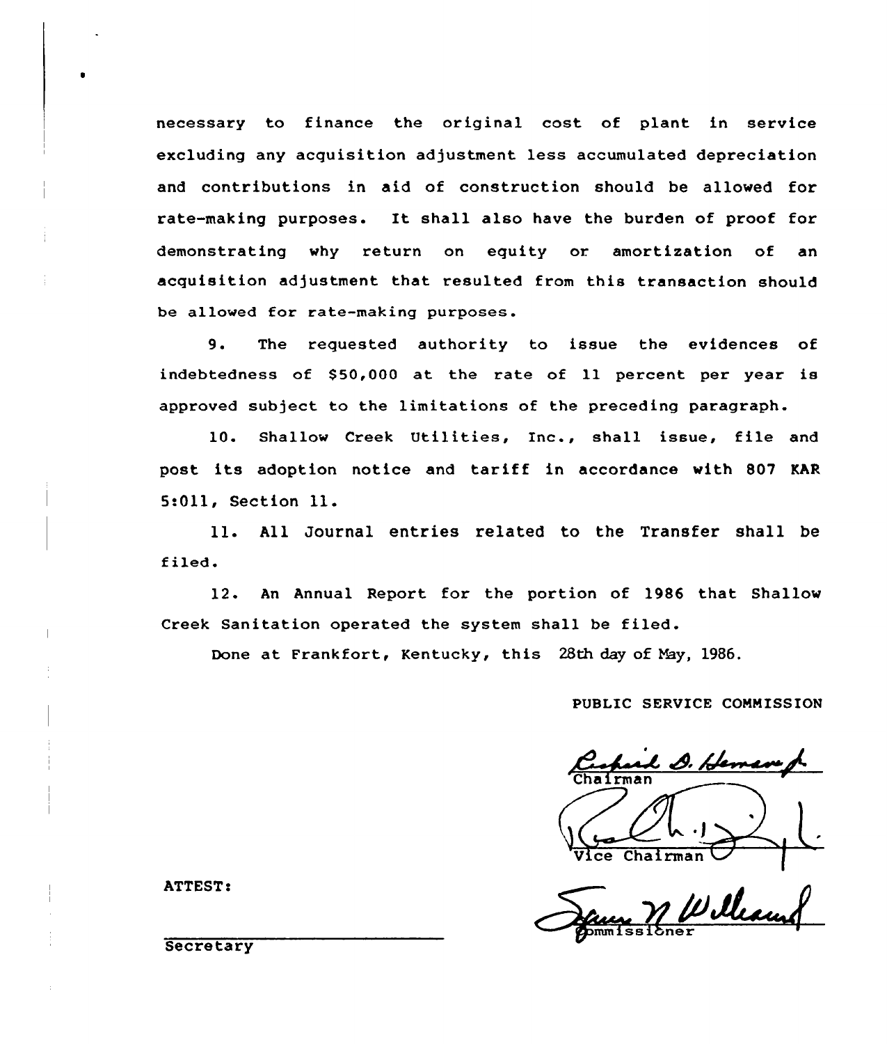necessary to finance the original cost of plant in service excluding any acquisition adjustment less accumulated depreciation and contributions in aid of construction should be allowed for rate-making purposes. It shall also have the burden of proof for demonstrating why return on equity or amortization of an acquisition adjustment that resulted from this transaction should be allowed for rate-making purposes.

9. The requested authority to issue the evidences of indebtedness of $50,000 at the rate of 11 percent per year is approved subject to the limitations of the preceding paragraph.

10. Shallow Creek Utilities, Inc., shall issue, file and post its adoption notice and tariff in accordance with 807 KAR 5:011, Section 11.

11. All Journal entries related to the Transfer shall be filed.

12. An Annual Report for the portion of 1986 that Shallow Creek Sanitation operated the system shall be filed.

Done at Frankfort, Kentucky, this 28th day of May, 1986.

PUBLIC SERVICE COMMISSION

Chairman

Vice Chairman

Commissioner

ATTEST:

Secretary